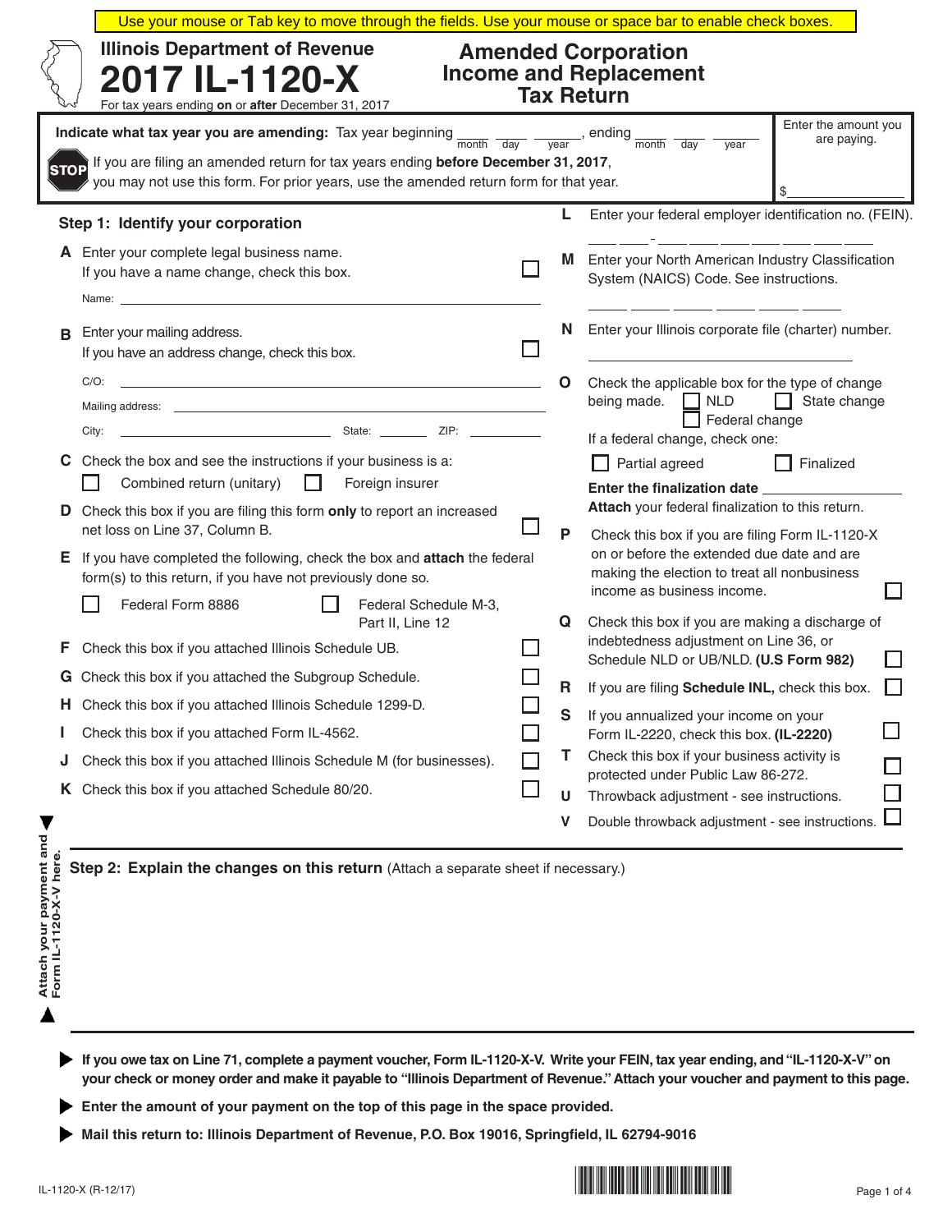Use your mouse or Tab key to move through the fields. Use your mouse or space bar to enable check boxes.

Illinois Department of Revenue

# 2017 IL-1120-X

For tax years ending **on** or **after** December 31, 2017

## Amended Corporation Income and Replacement Tax Return

**Indicate what tax year you are amending:** Tax year beginning ____ ____ ____ (month day year), ending ____ ____ ____ (month day year)

Enter the amount you are paying. $__________

**STOP** If you are filing an amended return for tax years ending **before December 31, 2017**, you may not use this form. For prior years, use the amended return form for that year.

## Step 1: Identify your corporation

**A** Enter your complete legal business name. If you have a name change, check this box. ☐

Name: ____________________

**B** Enter your mailing address. If you have an address change, check this box. ☐

C/O: ____________________

Mailing address: ____________________

City: __________ State: ______ ZIP: ______

**C** Check the box and see the instructions if your business is a:

☐ Combined return (unitary) ☐ Foreign insurer

**D** Check this box if you are filing this form **only** to report an increased net loss on Line 37, Column B. ☐

**E** If you have completed the following, check the box and **attach** the federal form(s) to this return, if you have not previously done so.

☐ Federal Form 8886 ☐ Federal Schedule M-3, Part II, Line 12

**F** Check this box if you attached Illinois Schedule UB. ☐

**G** Check this box if you attached the Subgroup Schedule. ☐

**H** Check this box if you attached Illinois Schedule 1299-D. ☐

**I** Check this box if you attached Form IL-4562. ☐

**J** Check this box if you attached Illinois Schedule M (for businesses). ☐

**K** Check this box if you attached Schedule 80/20. ☐

**L** Enter your federal employer identification no. (FEIN). ____-________

**M** Enter your North American Industry Classification System (NAICS) Code. See instructions. ____________

**N** Enter your Illinois corporate file (charter) number. ____________

**O** Check the applicable box for the type of change being made. ☐ NLD ☐ State change ☐ Federal change

If a federal change, check one:

☐ Partial agreed ☐ Finalized

**Enter the finalization date** __________

**Attach** your federal finalization to this return.

**P** Check this box if you are filing Form IL-1120-X on or before the extended due date and are making the election to treat all nonbusiness income as business income. ☐

**Q** Check this box if you are making a discharge of indebtedness adjustment on Line 36, or Schedule NLD or UB/NLD. **(U.S Form 982)** ☐

**R** If you are filing **Schedule INL**, check this box. ☐

**S** If you annualized your income on your Form IL-2220, check this box. **(IL-2220)** ☐

**T** Check this box if your business activity is protected under Public Law 86-272. ☐

**U** Throwback adjustment - see instructions. ☐

**V** Double throwback adjustment - see instructions. ☐

Attach your payment and Form IL-1120-X-V here.

## Step 2: Explain the changes on this return (Attach a separate sheet if necessary.)

- **If you owe tax on Line 71, complete a payment voucher, Form IL-1120-X-V. Write your FEIN, tax year ending, and "IL-1120-X-V" on your check or money order and make it payable to "Illinois Department of Revenue." Attach your voucher and payment to this page.**
- **Enter the amount of your payment on the top of this page in the space provided.**
- **Mail this return to: Illinois Department of Revenue, P.O. Box 19016, Springfield, IL 62794-9016**

IL-1120-X (R-12/17)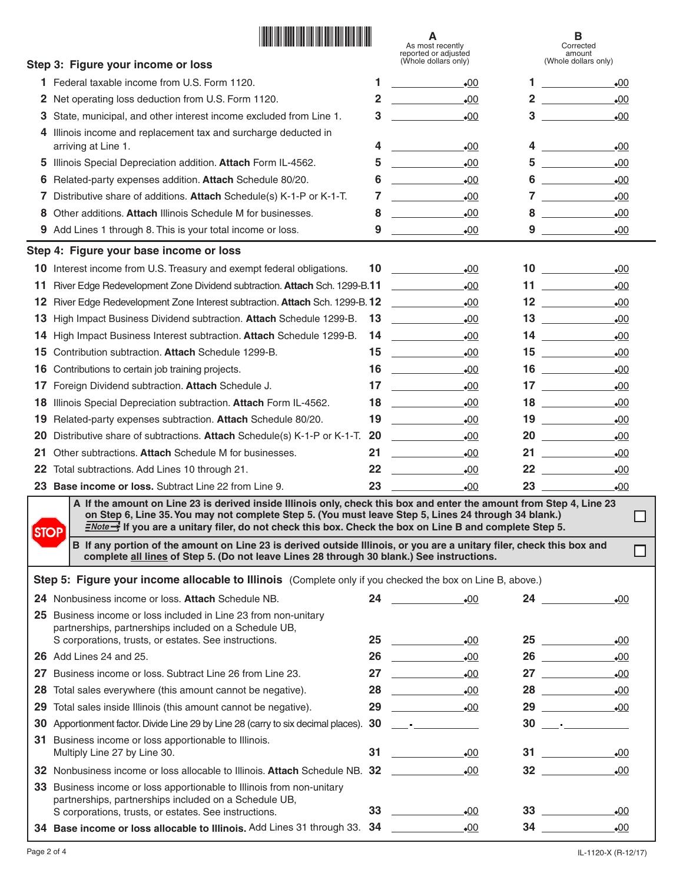## Step 3: Figure your income or loss

| | | A As most recently reported or adjusted (Whole dollars only) | B Corrected amount (Whole dollars only) |
|---|---|---|---|
| 1 | Federal taxable income from U.S. Form 1120. | 1 ______.00 | 1 ______.00 |
| 2 | Net operating loss deduction from U.S. Form 1120. | 2 ______.00 | 2 ______.00 |
| 3 | State, municipal, and other interest income excluded from Line 1. | 3 ______.00 | 3 ______.00 |
| 4 | Illinois income and replacement tax and surcharge deducted in arriving at Line 1. | 4 ______.00 | 4 ______.00 |
| 5 | Illinois Special Depreciation addition. **Attach** Form IL-4562. | 5 ______.00 | 5 ______.00 |
| 6 | Related-party expenses addition. **Attach** Schedule 80/20. | 6 ______.00 | 6 ______.00 |
| 7 | Distributive share of additions. **Attach** Schedule(s) K-1-P or K-1-T. | 7 ______.00 | 7 ______.00 |
| 8 | Other additions. **Attach** Illinois Schedule M for businesses. | 8 ______.00 | 8 ______.00 |
| 9 | Add Lines 1 through 8. This is your total income or loss. | 9 ______.00 | 9 ______.00 |

## Step 4: Figure your base income or loss

| | | A | B |
|---|---|---|---|
| 10 | Interest income from U.S. Treasury and exempt federal obligations. | 10 ______.00 | 10 ______.00 |
| 11 | River Edge Redevelopment Zone Dividend subtraction. **Attach** Sch. 1299-B. | 11 ______.00 | 11 ______.00 |
| 12 | River Edge Redevelopment Zone Interest subtraction. **Attach** Sch. 1299-B. | 12 ______.00 | 12 ______.00 |
| 13 | High Impact Business Dividend subtraction. **Attach** Schedule 1299-B. | 13 ______.00 | 13 ______.00 |
| 14 | High Impact Business Interest subtraction. **Attach** Schedule 1299-B. | 14 ______.00 | 14 ______.00 |
| 15 | Contribution subtraction. **Attach** Schedule 1299-B. | 15 ______.00 | 15 ______.00 |
| 16 | Contributions to certain job training projects. | 16 ______.00 | 16 ______.00 |
| 17 | Foreign Dividend subtraction. **Attach** Schedule J. | 17 ______.00 | 17 ______.00 |
| 18 | Illinois Special Depreciation subtraction. **Attach** Form IL-4562. | 18 ______.00 | 18 ______.00 |
| 19 | Related-party expenses subtraction. **Attach** Schedule 80/20. | 19 ______.00 | 19 ______.00 |
| 20 | Distributive share of subtractions. **Attach** Schedule(s) K-1-P or K-1-T. | 20 ______.00 | 20 ______.00 |
| 21 | Other subtractions. **Attach** Schedule M for businesses. | 21 ______.00 | 21 ______.00 |
| 22 | Total subtractions. Add Lines 10 through 21. | 22 ______.00 | 22 ______.00 |
| 23 | **Base income or loss.** Subtract Line 22 from Line 9. | 23 ______.00 | 23 ______.00 |

**STOP**

**A If the amount on Line 23 is derived inside Illinois only, check this box and enter the amount from Step 4, Line 23 on Step 6, Line 35. You may not complete Step 5. (You must leave Step 5, Lines 24 through 34 blank.)** ☐

**Note → If you are a unitary filer, do not check this box. Check the box on Line B and complete Step 5.**

**B If any portion of the amount on Line 23 is derived outside Illinois, or you are a unitary filer, check this box and complete all lines of Step 5. (Do not leave Lines 28 through 30 blank.) See instructions.** ☐

## Step 5: Figure your income allocable to Illinois (Complete only if you checked the box on Line B, above.)

| | | A | B |
|---|---|---|---|
| 24 | Nonbusiness income or loss. **Attach** Schedule NB. | 24 ______.00 | 24 ______.00 |
| 25 | Business income or loss included in Line 23 from non-unitary partnerships, partnerships included on a Schedule UB, S corporations, trusts, or estates. See instructions. | 25 ______.00 | 25 ______.00 |
| 26 | Add Lines 24 and 25. | 26 ______.00 | 26 ______.00 |
| 27 | Business income or loss. Subtract Line 26 from Line 23. | 27 ______.00 | 27 ______.00 |
| 28 | Total sales everywhere (this amount cannot be negative). | 28 ______.00 | 28 ______.00 |
| 29 | Total sales inside Illinois (this amount cannot be negative). | 29 ______.00 | 29 ______.00 |
| 30 | Apportionment factor. Divide Line 29 by Line 28 (carry to six decimal places). | 30 ___.______ | 30 ___.______ |
| 31 | Business income or loss apportionable to Illinois. Multiply Line 27 by Line 30. | 31 ______.00 | 31 ______.00 |
| 32 | Nonbusiness income or loss allocable to Illinois. **Attach** Schedule NB. | 32 ______.00 | 32 ______.00 |
| 33 | Business income or loss apportionable to Illinois from non-unitary partnerships, partnerships included on a Schedule UB, S corporations, trusts, or estates. See instructions. | 33 ______.00 | 33 ______.00 |
| 34 | **Base income or loss allocable to Illinois.** Add Lines 31 through 33. | 34 ______.00 | 34 ______.00 |

IL-1120-X (R-12/17)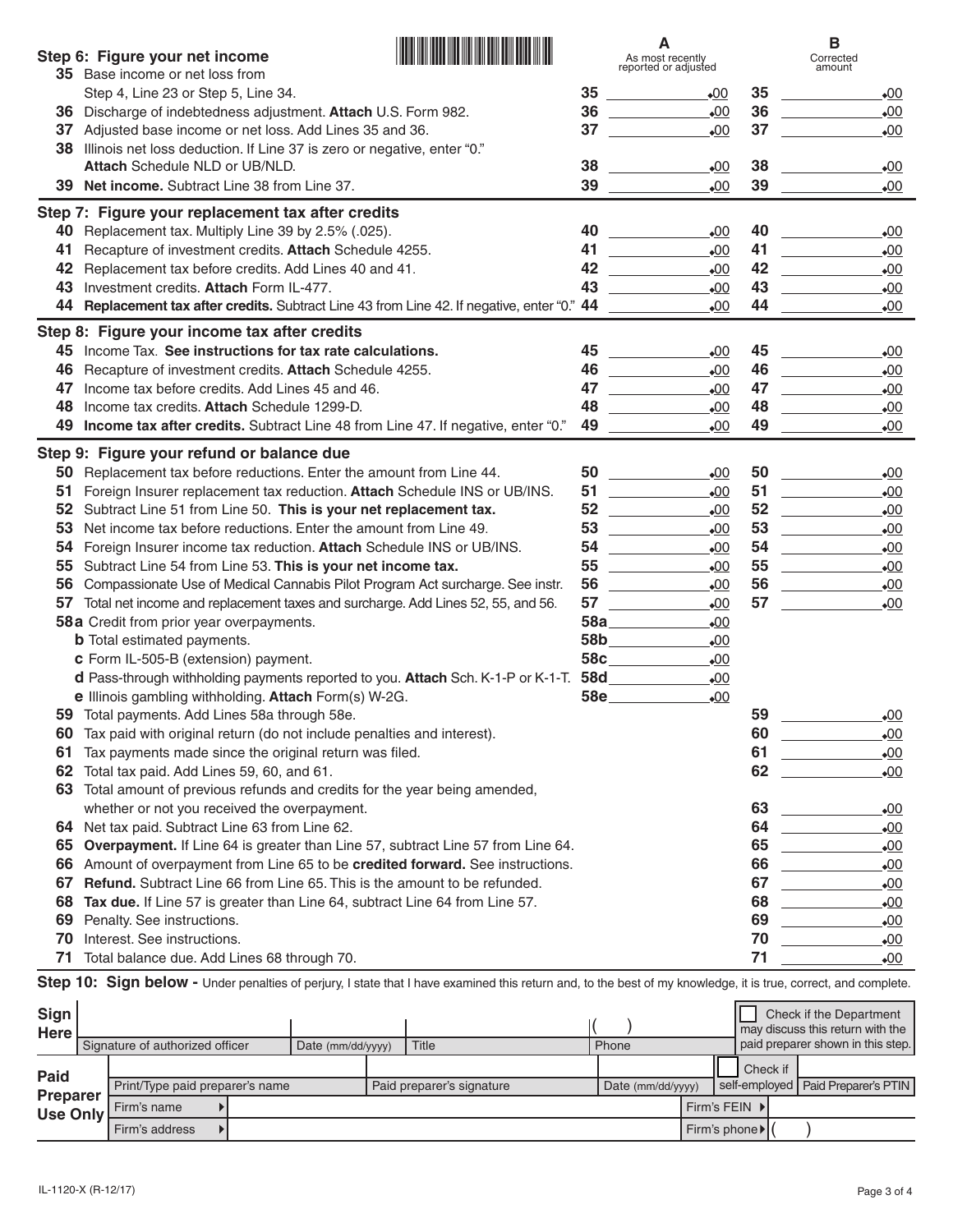## Step 6: Figure your net income

| | | A As most recently reported or adjusted | B Corrected amount |
|---|---|---|---|
| 35 | Base income or net loss from Step 4, Line 23 or Step 5, Line 34. | 35 .00 | 35 .00 |
| 36 | Discharge of indebtedness adjustment. **Attach** U.S. Form 982. | 36 .00 | 36 .00 |
| 37 | Adjusted base income or net loss. Add Lines 35 and 36. | 37 .00 | 37 .00 |
| 38 | Illinois net loss deduction. If Line 37 is zero or negative, enter "0." **Attach** Schedule NLD or UB/NLD. | 38 .00 | 38 .00 |
| 39 | **Net income.** Subtract Line 38 from Line 37. | 39 .00 | 39 .00 |

## Step 7: Figure your replacement tax after credits

| | | A | B |
|---|---|---|---|
| 40 | Replacement tax. Multiply Line 39 by 2.5% (.025). | 40 .00 | 40 .00 |
| 41 | Recapture of investment credits. **Attach** Schedule 4255. | 41 .00 | 41 .00 |
| 42 | Replacement tax before credits. Add Lines 40 and 41. | 42 .00 | 42 .00 |
| 43 | Investment credits. **Attach** Form IL-477. | 43 .00 | 43 .00 |
| 44 | **Replacement tax after credits.** Subtract Line 43 from Line 42. If negative, enter "0." | 44 .00 | 44 .00 |

## Step 8: Figure your income tax after credits

| | | A | B |
|---|---|---|---|
| 45 | Income Tax. **See instructions for tax rate calculations.** | 45 .00 | 45 .00 |
| 46 | Recapture of investment credits. **Attach** Schedule 4255. | 46 .00 | 46 .00 |
| 47 | Income tax before credits. Add Lines 45 and 46. | 47 .00 | 47 .00 |
| 48 | Income tax credits. **Attach** Schedule 1299-D. | 48 .00 | 48 .00 |
| 49 | **Income tax after credits.** Subtract Line 48 from Line 47. If negative, enter "0." | 49 .00 | 49 .00 |

## Step 9: Figure your refund or balance due

| | | A | B |
|---|---|---|---|
| 50 | Replacement tax before reductions. Enter the amount from Line 44. | 50 .00 | 50 .00 |
| 51 | Foreign Insurer replacement tax reduction. **Attach** Schedule INS or UB/INS. | 51 .00 | 51 .00 |
| 52 | Subtract Line 51 from Line 50. **This is your net replacement tax.** | 52 .00 | 52 .00 |
| 53 | Net income tax before reductions. Enter the amount from Line 49. | 53 .00 | 53 .00 |
| 54 | Foreign Insurer income tax reduction. **Attach** Schedule INS or UB/INS. | 54 .00 | 54 .00 |
| 55 | Subtract Line 54 from Line 53. **This is your net income tax.** | 55 .00 | 55 .00 |
| 56 | Compassionate Use of Medical Cannabis Pilot Program Act surcharge. See instr. | 56 .00 | 56 .00 |
| 57 | Total net income and replacement taxes and surcharge. Add Lines 52, 55, and 56. | 57 .00 | 57 .00 |
| 58a | Credit from prior year overpayments. | 58a .00 | |
| b | Total estimated payments. | 58b .00 | |
| c | Form IL-505-B (extension) payment. | 58c .00 | |
| d | Pass-through withholding payments reported to you. **Attach** Sch. K-1-P or K-1-T. | 58d .00 | |
| e | Illinois gambling withholding. **Attach** Form(s) W-2G. | 58e .00 | |
| 59 | Total payments. Add Lines 58a through 58e. | | 59 .00 |
| 60 | Tax paid with original return (do not include penalties and interest). | | 60 .00 |
| 61 | Tax payments made since the original return was filed. | | 61 .00 |
| 62 | Total tax paid. Add Lines 59, 60, and 61. | | 62 .00 |
| 63 | Total amount of previous refunds and credits for the year being amended, whether or not you received the overpayment. | | 63 .00 |
| 64 | Net tax paid. Subtract Line 63 from Line 62. | | 64 .00 |
| 65 | **Overpayment.** If Line 64 is greater than Line 57, subtract Line 57 from Line 64. | | 65 .00 |
| 66 | Amount of overpayment from Line 65 to be **credited forward.** See instructions. | | 66 .00 |
| 67 | **Refund.** Subtract Line 66 from Line 65. This is the amount to be refunded. | | 67 .00 |
| 68 | **Tax due.** If Line 57 is greater than Line 64, subtract Line 64 from Line 57. | | 68 .00 |
| 69 | Penalty. See instructions. | | 69 .00 |
| 70 | Interest. See instructions. | | 70 .00 |
| 71 | Total balance due. Add Lines 68 through 70. | | 71 .00 |

## Step 10: Sign below - 
Under penalties of perjury, I state that I have examined this return and, to the best of my knowledge, it is true, correct, and complete.

| | | | | | |
|---|---|---|---|---|---|
| **Sign Here** | Signature of authorized officer | Date (mm/dd/yyyy) | Title | Phone ( ) | ☐ Check if the Department may discuss this return with the paid preparer shown in this step. |

| | | | | | |
|---|---|---|---|---|---|
| **Paid Preparer Use Only** | Print/Type paid preparer's name | Paid preparer's signature | Date (mm/dd/yyyy) | ☐ Check if self-employed | Paid Preparer's PTIN |
| | Firm's name | | Firm's FEIN | | |
| | Firm's address | | Firm's phone ( ) | | |

IL-1120-X (R-12/17)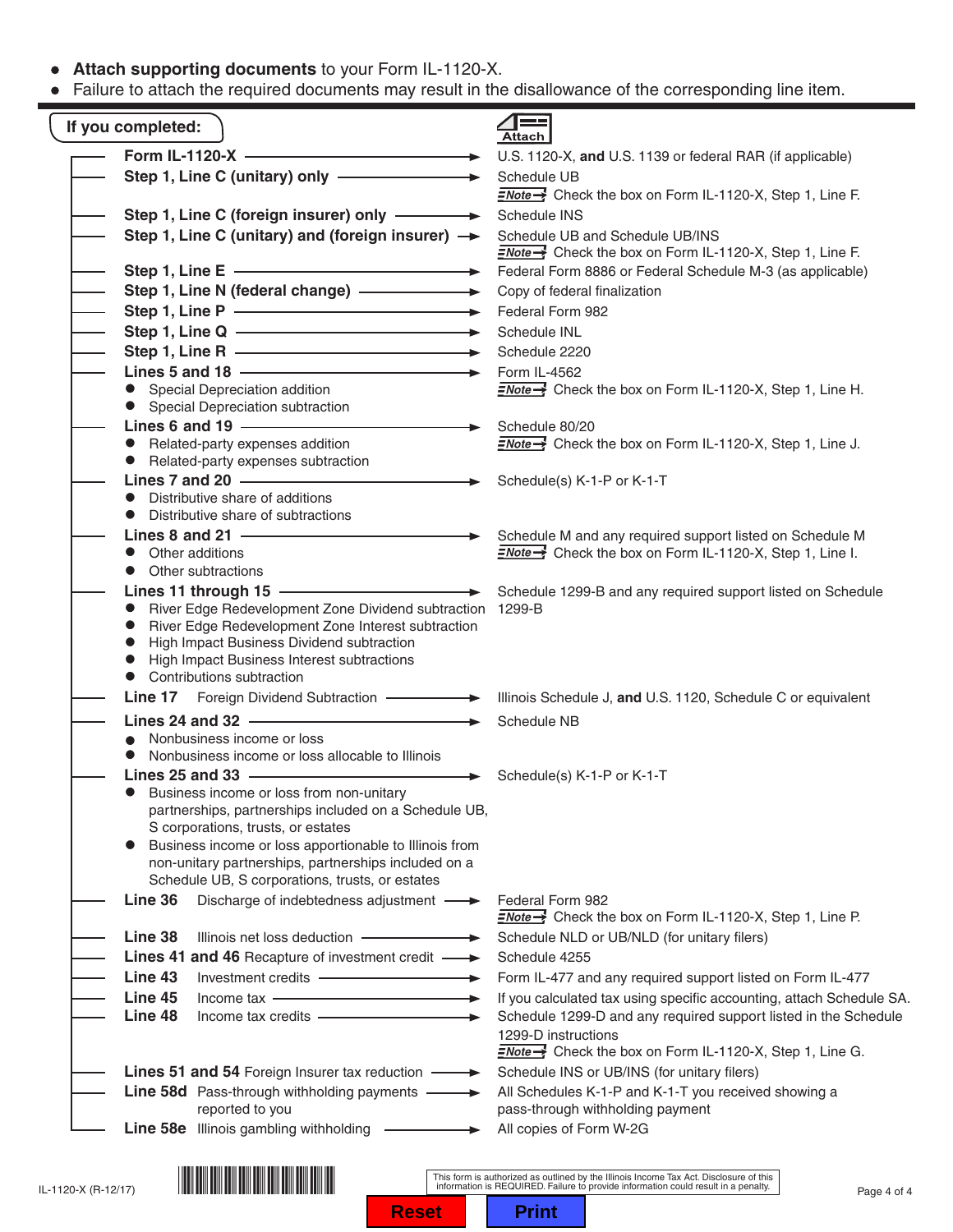- **Attach supporting documents** to your Form IL-1120-X.
- Failure to attach the required documents may result in the disallowance of the corresponding line item.

| If you completed: | Attach |
|---|---|
| **Form IL-1120-X** | U.S. 1120-X, **and** U.S. 1139 or federal RAR (if applicable) |
| **Step 1, Line C (unitary) only** | Schedule UB<br>**Note** Check the box on Form IL-1120-X, Step 1, Line F. |
| **Step 1, Line C (foreign insurer) only** | Schedule INS |
| **Step 1, Line C (unitary) and (foreign insurer)** | Schedule UB and Schedule UB/INS<br>**Note** Check the box on Form IL-1120-X, Step 1, Line F. |
| **Step 1, Line E** | Federal Form 8886 or Federal Schedule M-3 (as applicable) |
| **Step 1, Line N (federal change)** | Copy of federal finalization |
| **Step 1, Line P** | Federal Form 982 |
| **Step 1, Line Q** | Schedule INL |
| **Step 1, Line R** | Schedule 2220 |
| **Lines 5 and 18**<br>• Special Depreciation addition<br>• Special Depreciation subtraction | Form IL-4562<br>**Note** Check the box on Form IL-1120-X, Step 1, Line H. |
| **Lines 6 and 19**<br>• Related-party expenses addition<br>• Related-party expenses subtraction | Schedule 80/20<br>**Note** Check the box on Form IL-1120-X, Step 1, Line J. |
| **Lines 7 and 20**<br>• Distributive share of additions<br>• Distributive share of subtractions | Schedule(s) K-1-P or K-1-T |
| **Lines 8 and 21**<br>• Other additions<br>• Other subtractions | Schedule M and any required support listed on Schedule M<br>**Note** Check the box on Form IL-1120-X, Step 1, Line I. |
| **Lines 11 through 15**<br>• River Edge Redevelopment Zone Dividend subtraction<br>• River Edge Redevelopment Zone Interest subtraction<br>• High Impact Business Dividend subtraction<br>• High Impact Business Interest subtractions<br>• Contributions subtraction | Schedule 1299-B and any required support listed on Schedule 1299-B |
| **Line 17** Foreign Dividend Subtraction | Illinois Schedule J, **and** U.S. 1120, Schedule C or equivalent |
| **Lines 24 and 32**<br>• Nonbusiness income or loss<br>• Nonbusiness income or loss allocable to Illinois | Schedule NB |
| **Lines 25 and 33**<br>• Business income or loss from non-unitary partnerships, partnerships included on a Schedule UB, S corporations, trusts, or estates<br>• Business income or loss apportionable to Illinois from non-unitary partnerships, partnerships included on a Schedule UB, S corporations, trusts, or estates | Schedule(s) K-1-P or K-1-T |
| **Line 36** Discharge of indebtedness adjustment | Federal Form 982<br>**Note** Check the box on Form IL-1120-X, Step 1, Line P. |
| **Line 38** Illinois net loss deduction | Schedule NLD or UB/NLD (for unitary filers) |
| **Lines 41 and 46** Recapture of investment credit | Schedule 4255 |
| **Line 43** Investment credits | Form IL-477 and any required support listed on Form IL-477 |
| **Line 45** Income tax | If you calculated tax using specific accounting, attach Schedule SA. |
| **Line 48** Income tax credits | Schedule 1299-D and any required support listed in the Schedule 1299-D instructions<br>**Note** Check the box on Form IL-1120-X, Step 1, Line G. |
| **Lines 51 and 54** Foreign Insurer tax reduction | Schedule INS or UB/INS (for unitary filers) |
| **Line 58d** Pass-through withholding payments reported to you | All Schedules K-1-P and K-1-T you received showing a pass-through withholding payment |
| **Line 58e** Illinois gambling withholding | All copies of Form W-2G |

IL-1120-X (R-12/17)

This form is authorized as outlined by the Illinois Income Tax Act. Disclosure of this information is REQUIRED. Failure to provide information could result in a penalty.